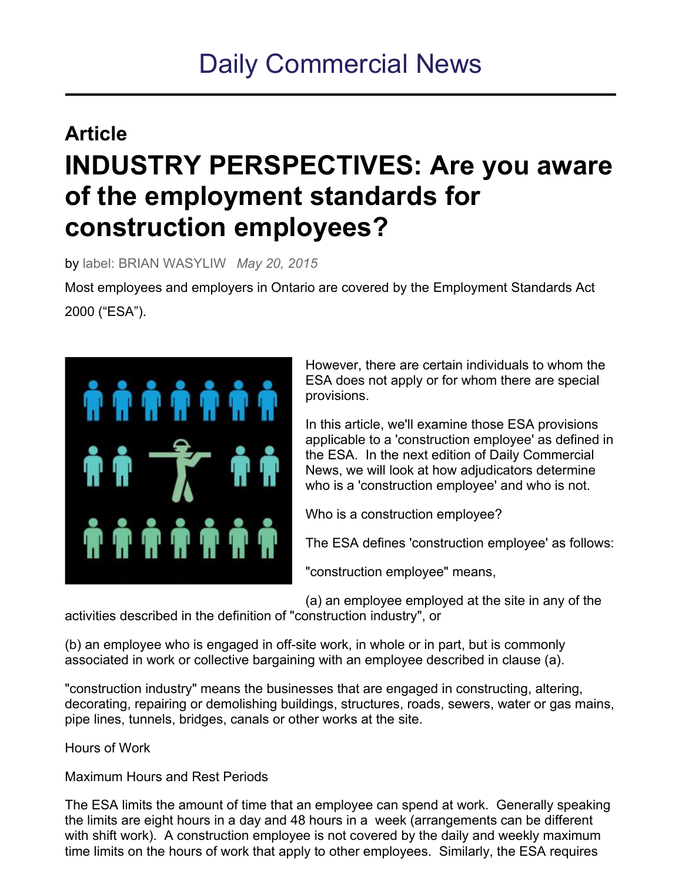# Daily Commercial News

## Article

# INDUSTRY PERSPECTIVES: Are you aware of the employment standards for construction employees?

by label: BRIAN WASYLIW *May 20, 2015*

Most employees and employers in Ontario are covered by the Employment Standards Act 2000 ("ESA").

However, there are certain individuals to whom the ESA does not apply or for whom there are special provisions.

In this article, we'll examine those ESA provisions applicable to a 'construction employee' as defined in the ESA. In the next edition of Daily Commercial News, we will look at how adjudicators determine who is a 'construction employee' and who is not.

Who is a construction employee?

The ESA defines 'construction employee' as follows:

"construction employee" means,

(a) an employee employed at the site in any of the activities described in the definition of "construction industry", or

(b) an employee who is engaged in off-site work, in whole or in part, but is commonly associated in work or collective bargaining with an employee described in clause (a).

"construction industry" means the businesses that are engaged in constructing, altering, decorating, repairing or demolishing buildings, structures, roads, sewers, water or gas mains, pipe lines, tunnels, bridges, canals or other works at the site.

Hours of Work

Maximum Hours and Rest Periods

The ESA limits the amount of time that an employee can spend at work. Generally speaking the limits are eight hours in a day and 48 hours in a week (arrangements can be different with shift work). A construction employee is not covered by the daily and weekly maximum time limits on the hours of work that apply to other employees. Similarly, the ESA requires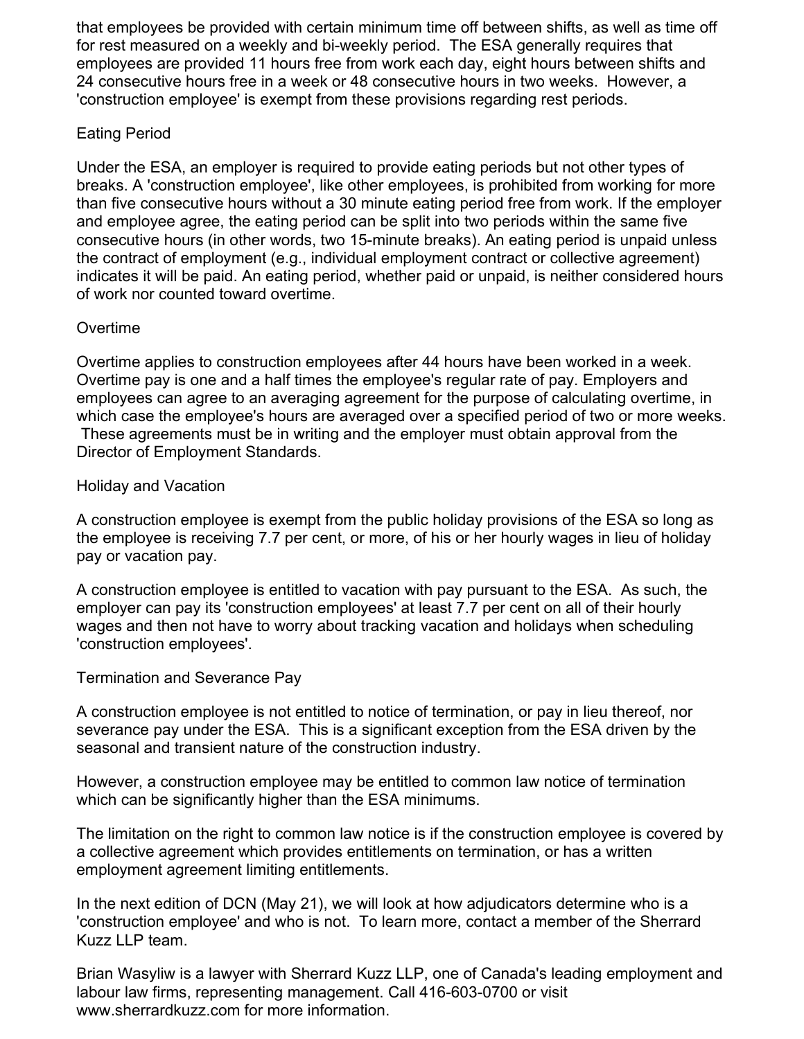that employees be provided with certain minimum time off between shifts, as well as time off for rest measured on a weekly and bi-weekly period. The ESA generally requires that employees are provided 11 hours free from work each day, eight hours between shifts and 24 consecutive hours free in a week or 48 consecutive hours in two weeks. However, a 'construction employee' is exempt from these provisions regarding rest periods.

## Eating Period

Under the ESA, an employer is required to provide eating periods but not other types of breaks. A 'construction employee', like other employees, is prohibited from working for more than five consecutive hours without a 30 minute eating period free from work. If the employer and employee agree, the eating period can be split into two periods within the same five consecutive hours (in other words, two 15-minute breaks). An eating period is unpaid unless the contract of employment (e.g., individual employment contract or collective agreement) indicates it will be paid. An eating period, whether paid or unpaid, is neither considered hours of work nor counted toward overtime.

## Overtime

Overtime applies to construction employees after 44 hours have been worked in a week. Overtime pay is one and a half times the employee's regular rate of pay. Employers and employees can agree to an averaging agreement for the purpose of calculating overtime, in which case the employee's hours are averaged over a specified period of two or more weeks. These agreements must be in writing and the employer must obtain approval from the Director of Employment Standards.

## Holiday and Vacation

A construction employee is exempt from the public holiday provisions of the ESA so long as the employee is receiving 7.7 per cent, or more, of his or her hourly wages in lieu of holiday pay or vacation pay.

A construction employee is entitled to vacation with pay pursuant to the ESA. As such, the employer can pay its 'construction employees' at least 7.7 per cent on all of their hourly wages and then not have to worry about tracking vacation and holidays when scheduling 'construction employees'.

## Termination and Severance Pay

A construction employee is not entitled to notice of termination, or pay in lieu thereof, nor severance pay under the ESA. This is a significant exception from the ESA driven by the seasonal and transient nature of the construction industry.

However, a construction employee may be entitled to common law notice of termination which can be significantly higher than the ESA minimums.

The limitation on the right to common law notice is if the construction employee is covered by a collective agreement which provides entitlements on termination, or has a written employment agreement limiting entitlements.

In the next edition of DCN (May 21), we will look at how adjudicators determine who is a 'construction employee' and who is not. To learn more, contact a member of the Sherrard Kuzz LLP team.

Brian Wasyliw is a lawyer with Sherrard Kuzz LLP, one of Canada's leading employment and labour law firms, representing management. Call 416-603-0700 or visit www.sherrardkuzz.com for more information.